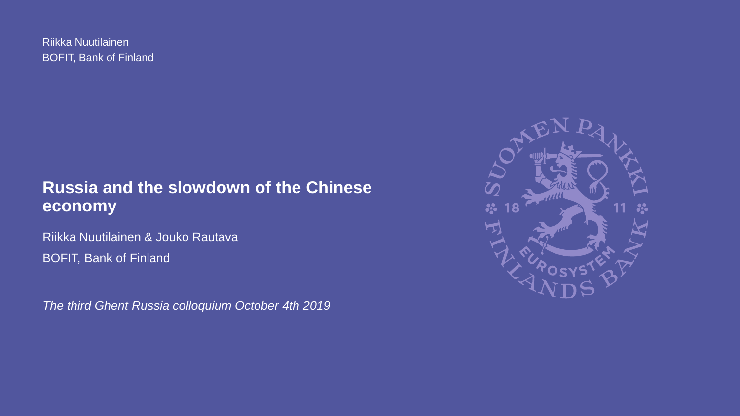Riikka Nuutilainen
BOFIT, Bank of Finland

# Russia and the slowdown of the Chinese economy

Riikka Nuutilainen & Jouko Rautava

BOFIT, Bank of Finland

*The third Ghent Russia colloquium October 4th 2019*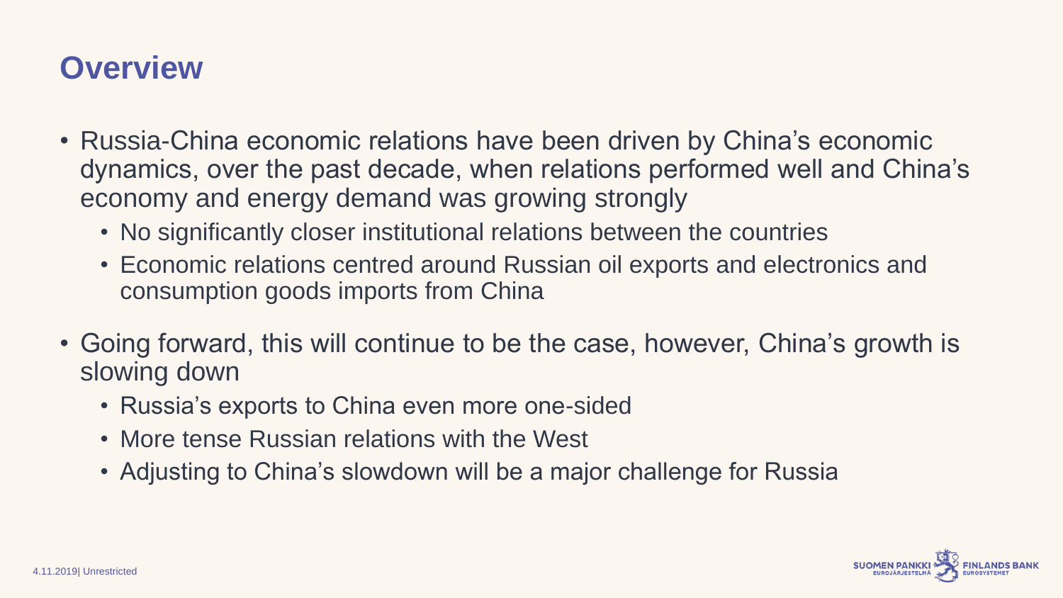# Overview

- Russia-China economic relations have been driven by China's economic dynamics, over the past decade, when relations performed well and China's economy and energy demand was growing strongly
  - No significantly closer institutional relations between the countries
  - Economic relations centred around Russian oil exports and electronics and consumption goods imports from China
- Going forward, this will continue to be the case, however, China's growth is slowing down
  - Russia's exports to China even more one-sided
  - More tense Russian relations with the West
  - Adjusting to China's slowdown will be a major challenge for Russia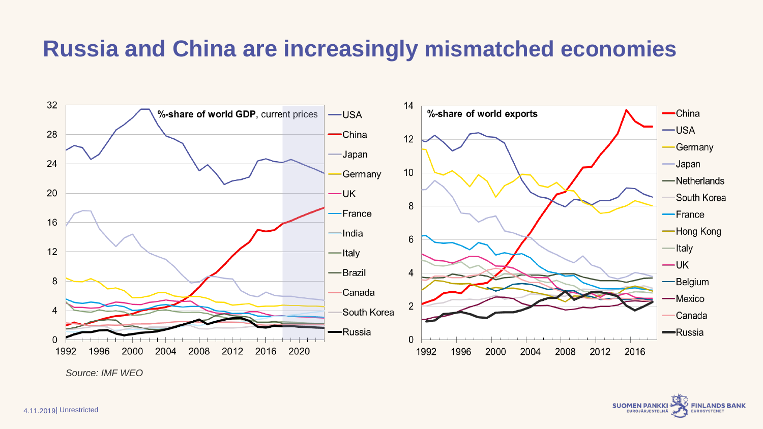# Russia and China are increasingly mismatched economies

%-share of world GDP, current prices

%-share of world exports

*Source: IMF WEO*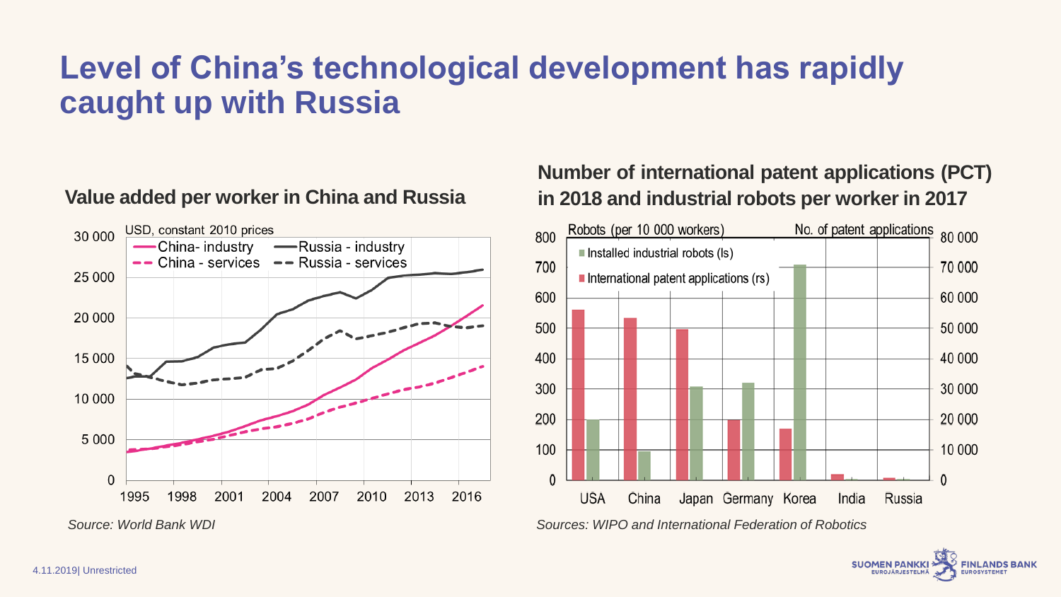# Level of China's technological development has rapidly caught up with Russia

## Value added per worker in China and Russia

USD, constant 2010 prices

- China- industry
- Russia - industry
- China - services
- Russia - services

*Source: World Bank WDI*

## Number of international patent applications (PCT) in 2018 and industrial robots per worker in 2017

Robots (per 10 000 workers) — No. of patent applications

- Installed industrial robots (ls)
- International patent applications (rs)

*Sources: WIPO and International Federation of Robotics*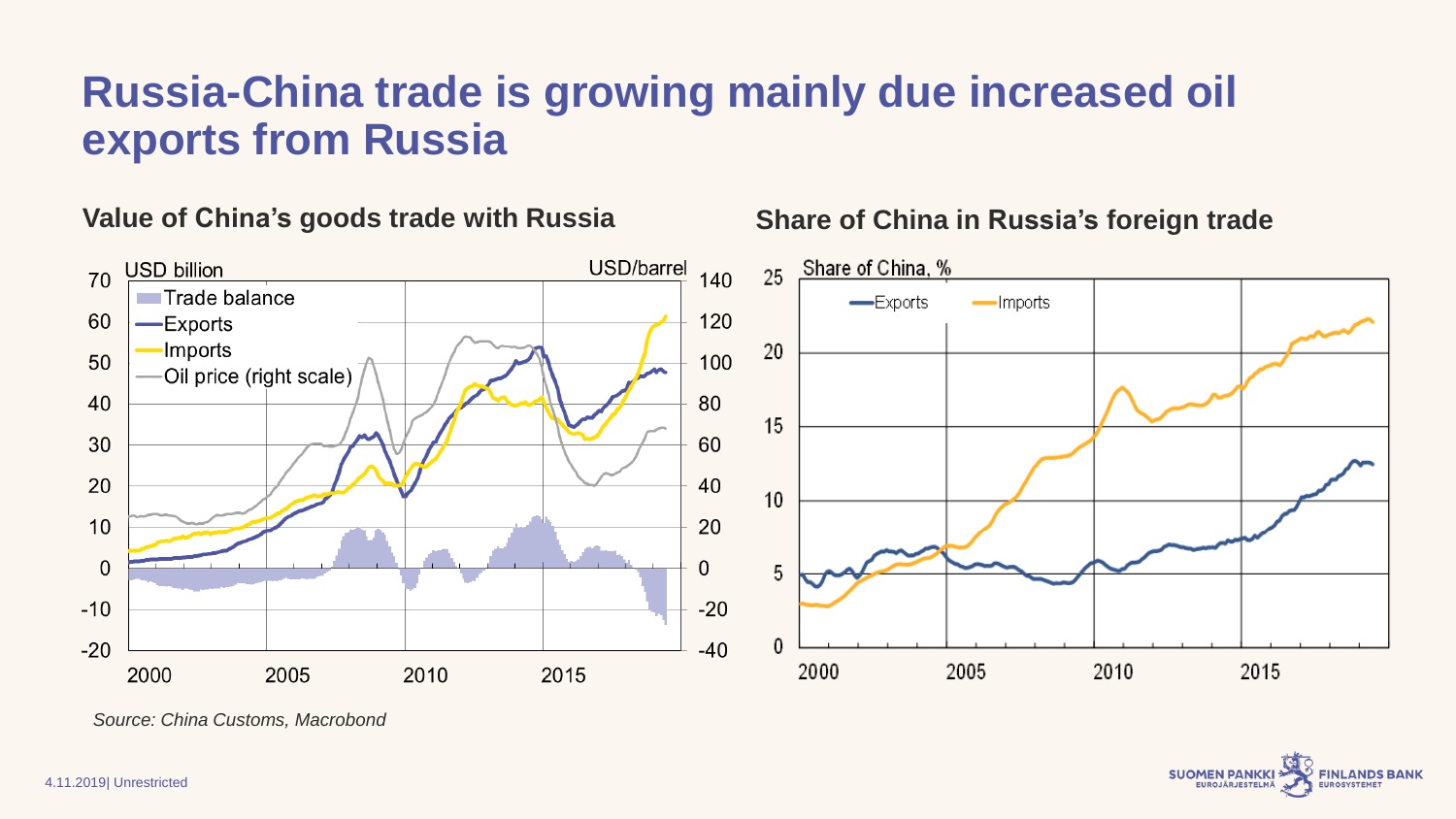# Russia-China trade is growing mainly due increased oil exports from Russia

### Value of China's goods trade with Russia

USD billion — USD/barrel

- Trade balance
- Exports
- Imports
- Oil price (right scale)

### Share of China in Russia's foreign trade

Share of China, %

- Exports
- Imports

*Source: China Customs, Macrobond*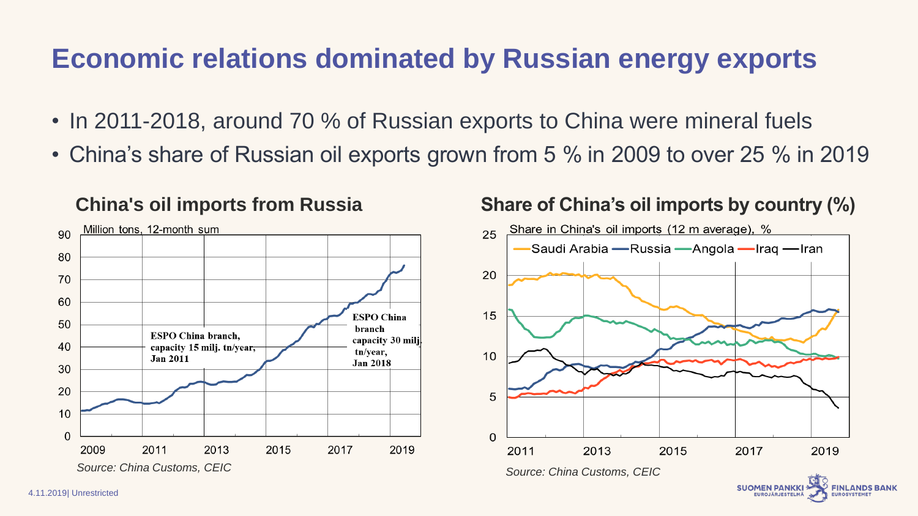# Economic relations dominated by Russian energy exports

- In 2011-2018, around 70 % of Russian exports to China were mineral fuels
- China's share of Russian oil exports grown from 5 % in 2009 to over 25 % in 2019

## China's oil imports from Russia

Million tons, 12-month sum

ESPO China branch, capacity 15 milj. tn/year, Jan 2011

ESPO China branch capacity 30 milj. tn/year, Jan 2018

*Source: China Customs, CEIC*

## Share of China's oil imports by country (%)

Share in China's oil imports (12 m average), %

Saudi Arabia, Russia, Angola, Iraq, Iran

*Source: China Customs, CEIC*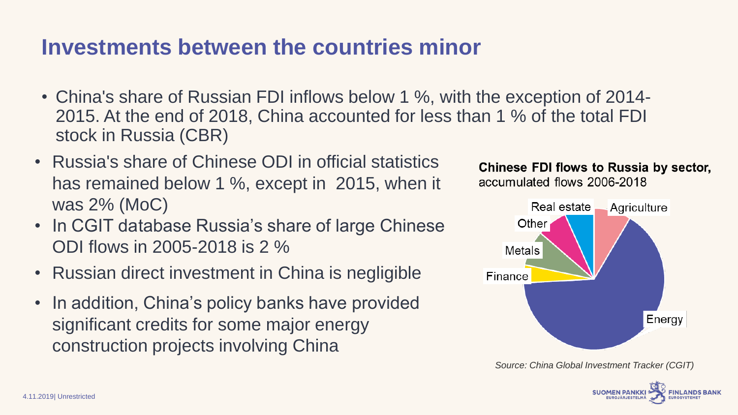# Investments between the countries minor

- China's share of Russian FDI inflows below 1 %, with the exception of 2014-2015. At the end of 2018, China accounted for less than 1 % of the total FDI stock in Russia (CBR)
- Russia's share of Chinese ODI in official statistics has remained below 1 %, except in 2015, when it was 2% (MoC)
- In CGIT database Russia's share of large Chinese ODI flows in 2005-2018 is 2 %
- Russian direct investment in China is negligible
- In addition, China's policy banks have provided significant credits for some major energy construction projects involving China

**Chinese FDI flows to Russia by sector,** accumulated flows 2006-2018

Real estate, Agriculture, Other, Metals, Finance, Energy

*Source: China Global Investment Tracker (CGIT)*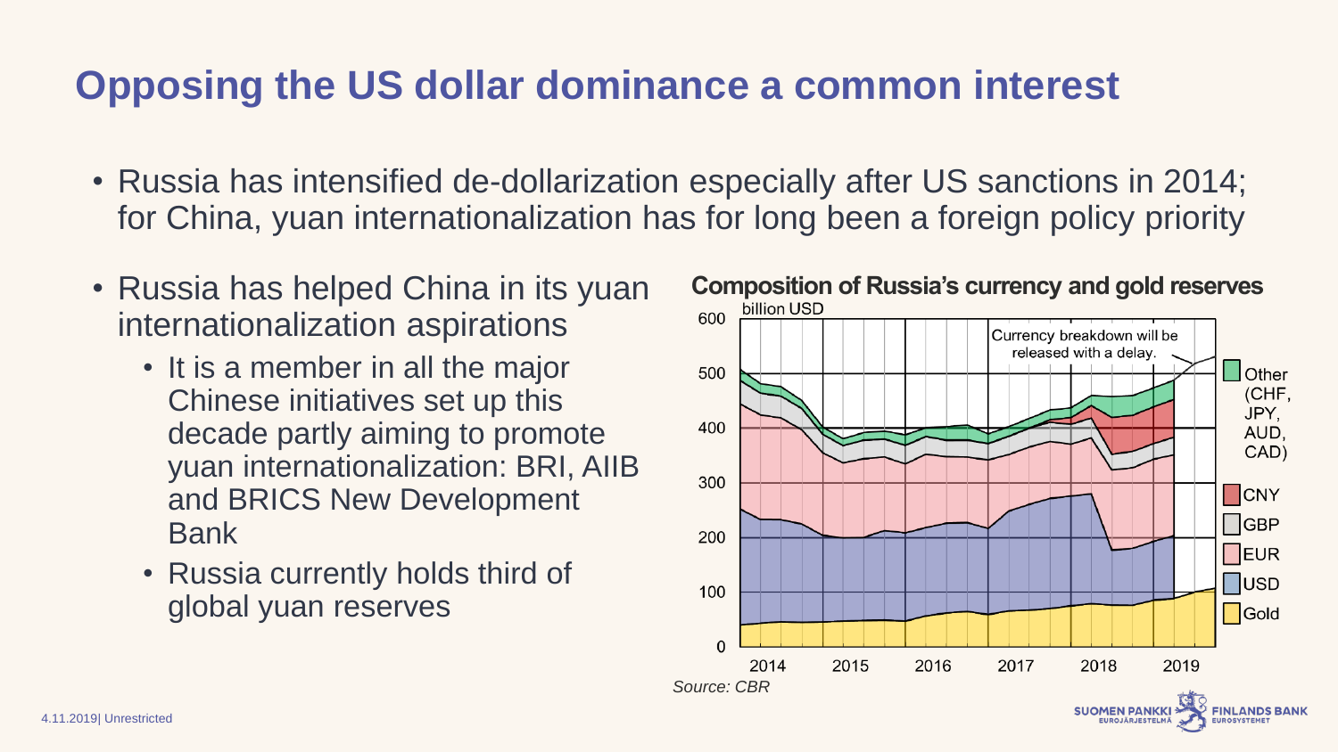# Opposing the US dollar dominance a common interest

- Russia has intensified de-dollarization especially after US sanctions in 2014; for China, yuan internationalization has for long been a foreign policy priority
- Russia has helped China in its yuan internationalization aspirations
  - It is a member in all the major Chinese initiatives set up this decade partly aiming to promote yuan internationalization: BRI, AIIB and BRICS New Development Bank
  - Russia currently holds third of global yuan reserves

**Composition of Russia's currency and gold reserves**

billion USD

Currency breakdown will be released with a delay.

Legend: Other (CHF, JPY, AUD, CAD), CNY, GBP, EUR, USD, Gold

*Source: CBR*

4.11.2019| Unrestricted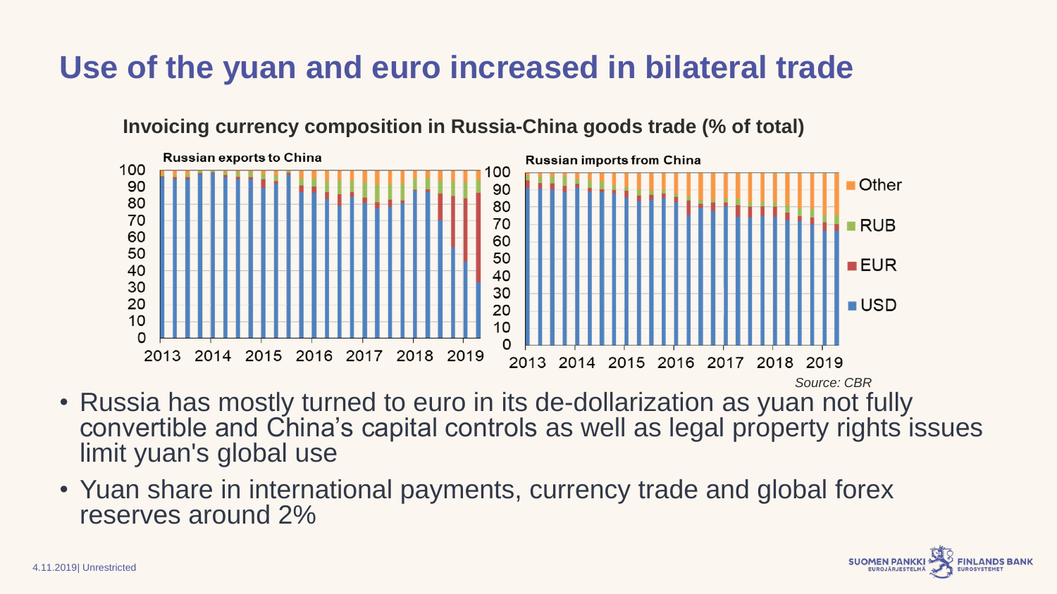# Use of the yuan and euro increased in bilateral trade

**Invoicing currency composition in Russia-China goods trade (% of total)**

**Russian exports to China**

**Russian imports from China**

Other, RUB, EUR, USD

*Source: CBR*

- Russia has mostly turned to euro in its de-dollarization as yuan not fully convertible and China's capital controls as well as legal property rights issues limit yuan's global use
- Yuan share in international payments, currency trade and global forex reserves around 2%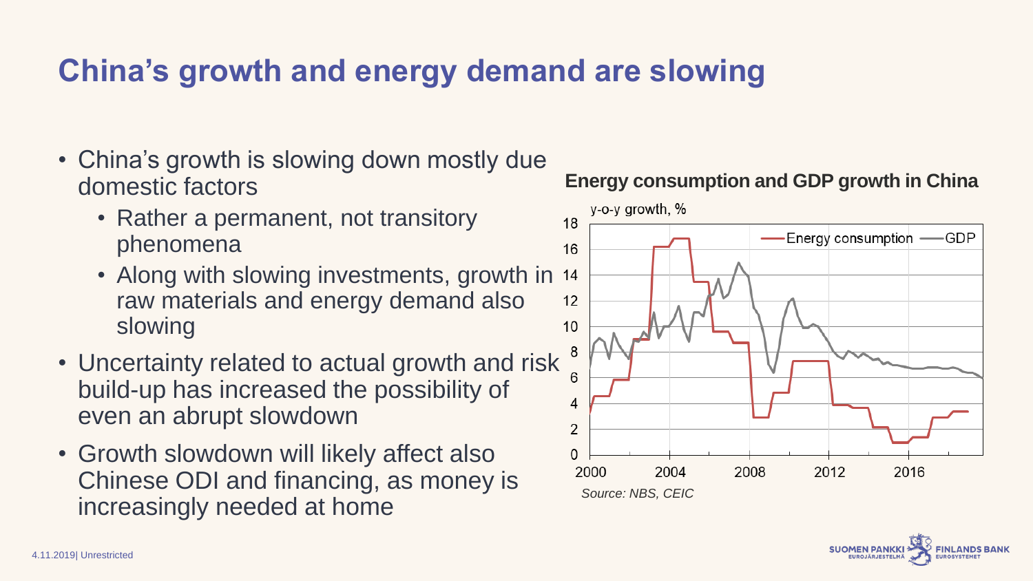# China's growth and energy demand are slowing

- China's growth is slowing down mostly due domestic factors
  - Rather a permanent, not transitory phenomena
  - Along with slowing investments, growth in raw materials and energy demand also slowing
- Uncertainty related to actual growth and risk build-up has increased the possibility of even an abrupt slowdown
- Growth slowdown will likely affect also Chinese ODI and financing, as money is increasingly needed at home

**Energy consumption and GDP growth in China**

y-o-y growth, %

Energy consumption — GDP

*Source: NBS, CEIC*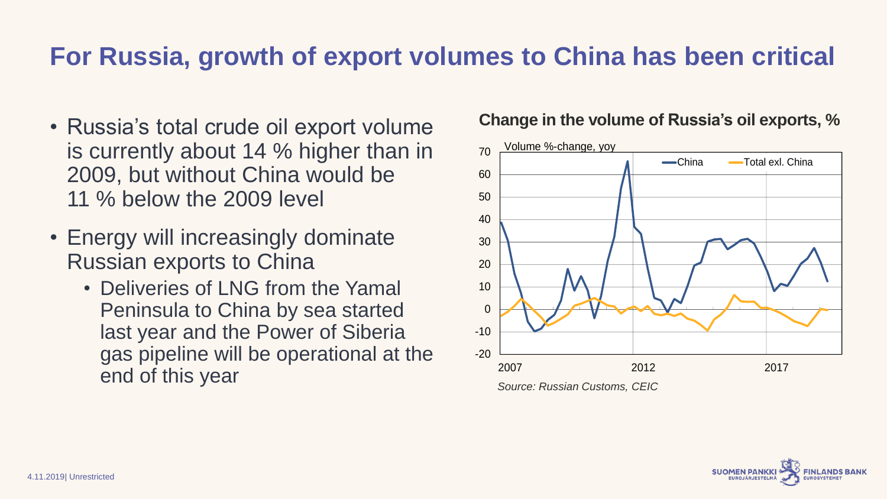# For Russia, growth of export volumes to China has been critical

- Russia's total crude oil export volume is currently about 14 % higher than in 2009, but without China would be 11 % below the 2009 level
- Energy will increasingly dominate Russian exports to China
  - Deliveries of LNG from the Yamal Peninsula to China by sea started last year and the Power of Siberia gas pipeline will be operational at the end of this year

**Change in the volume of Russia's oil exports, %**

*Source: Russian Customs, CEIC*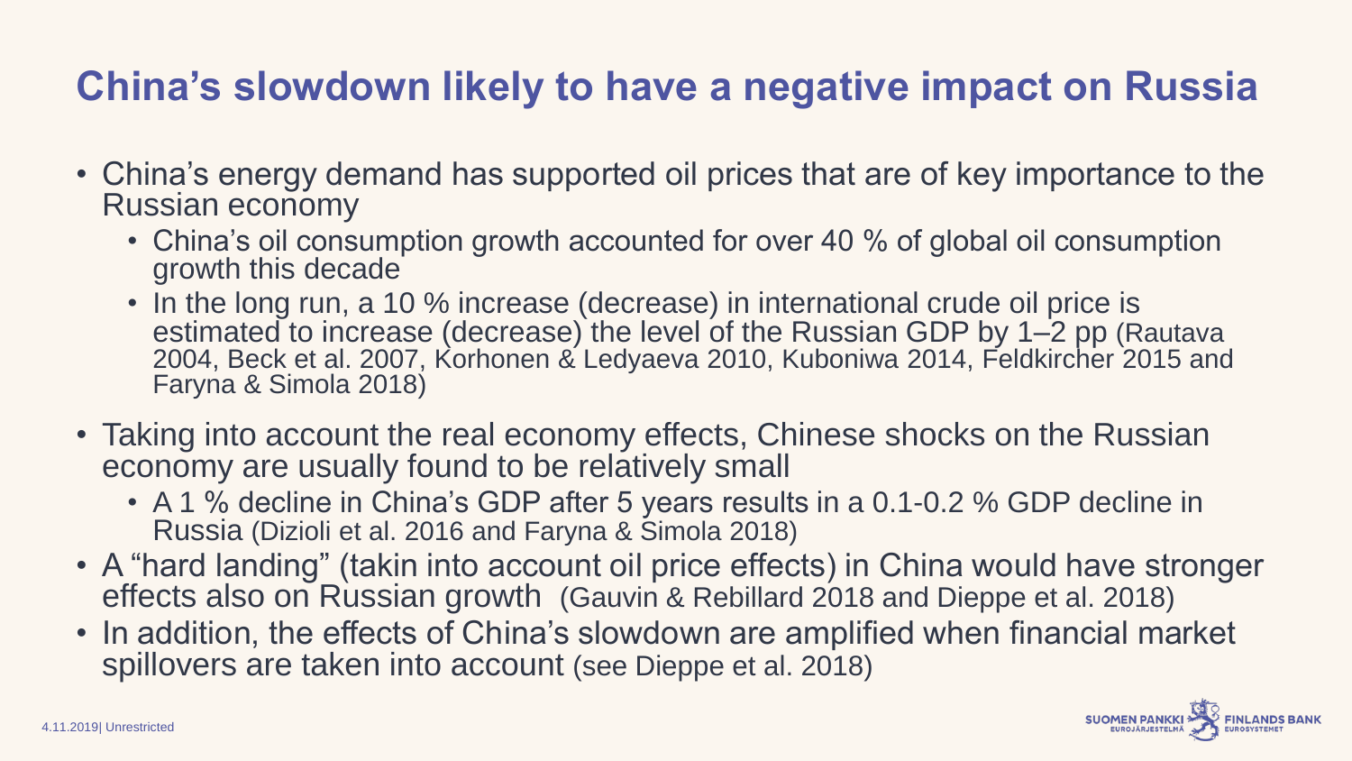# China's slowdown likely to have a negative impact on Russia

- China's energy demand has supported oil prices that are of key importance to the Russian economy
  - China's oil consumption growth accounted for over 40 % of global oil consumption growth this decade
  - In the long run, a 10 % increase (decrease) in international crude oil price is estimated to increase (decrease) the level of the Russian GDP by 1–2 pp (Rautava 2004, Beck et al. 2007, Korhonen & Ledyaeva 2010, Kuboniwa 2014, Feldkircher 2015 and Faryna & Simola 2018)
- Taking into account the real economy effects, Chinese shocks on the Russian economy are usually found to be relatively small
  - A 1 % decline in China's GDP after 5 years results in a 0.1-0.2 % GDP decline in Russia (Dizioli et al. 2016 and Faryna & Simola 2018)
- A "hard landing" (takin into account oil price effects) in China would have stronger effects also on Russian growth (Gauvin & Rebillard 2018 and Dieppe et al. 2018)
- In addition, the effects of China's slowdown are amplified when financial market spillovers are taken into account (see Dieppe et al. 2018)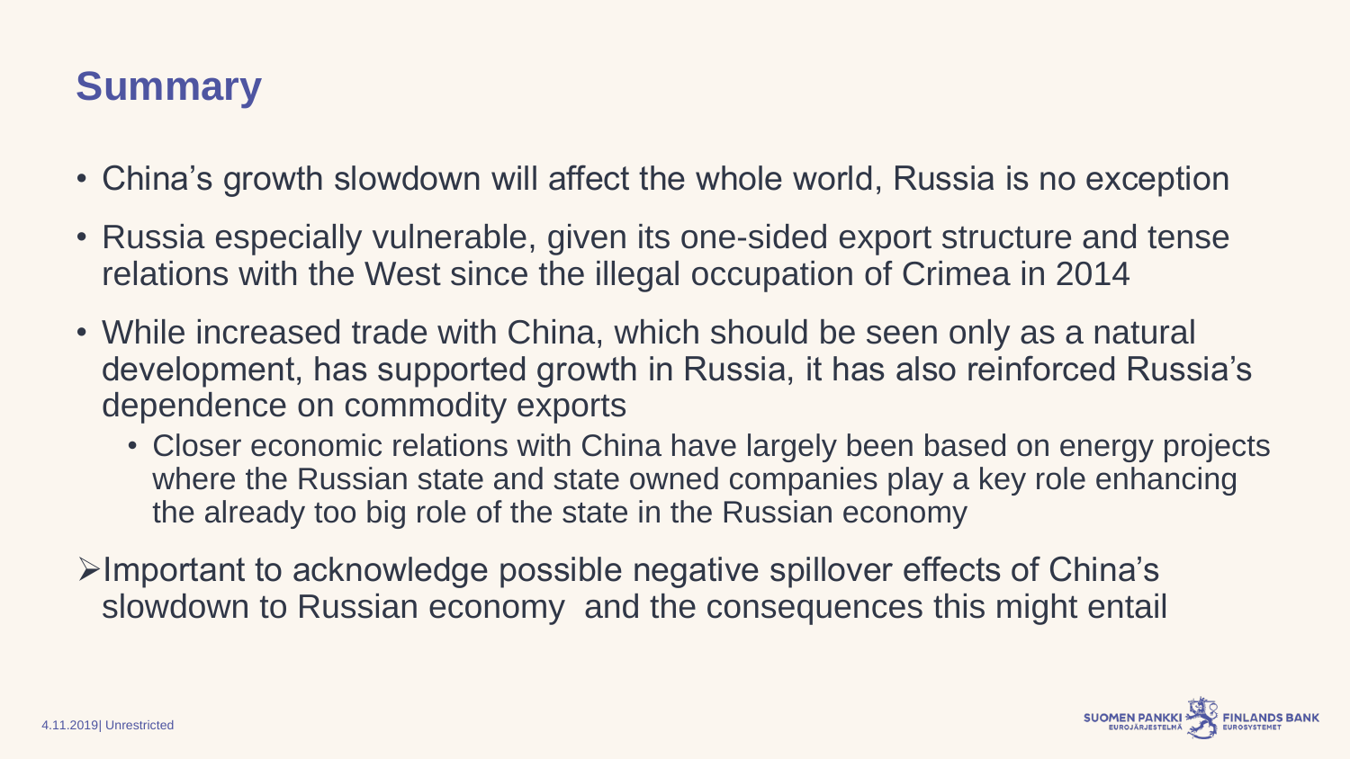# Summary

- China's growth slowdown will affect the whole world, Russia is no exception
- Russia especially vulnerable, given its one-sided export structure and tense relations with the West since the illegal occupation of Crimea in 2014
- While increased trade with China, which should be seen only as a natural development, has supported growth in Russia, it has also reinforced Russia's dependence on commodity exports
  - Closer economic relations with China have largely been based on energy projects where the Russian state and state owned companies play a key role enhancing the already too big role of the state in the Russian economy

➢ Important to acknowledge possible negative spillover effects of China's slowdown to Russian economy and the consequences this might entail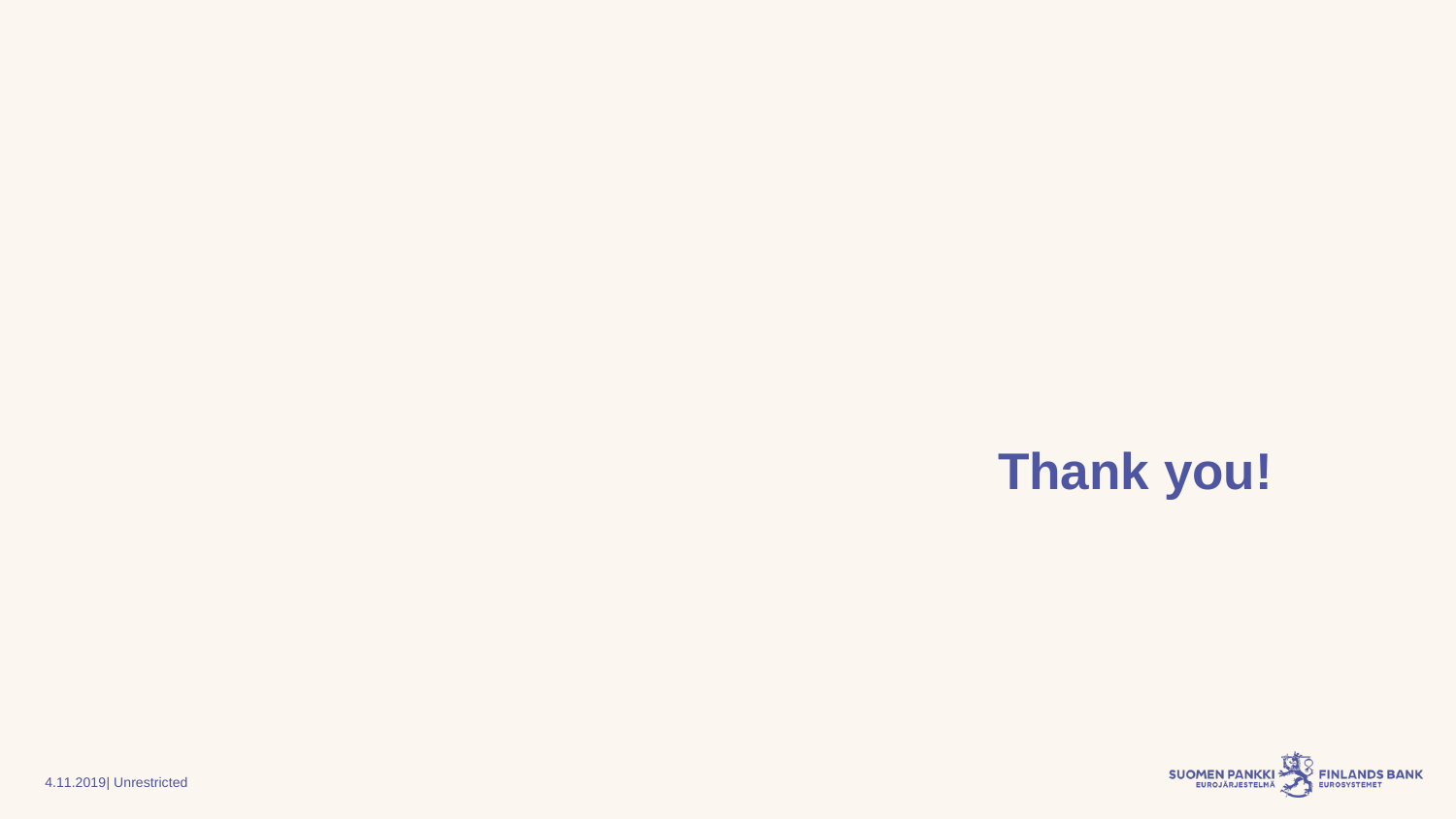# Thank you!